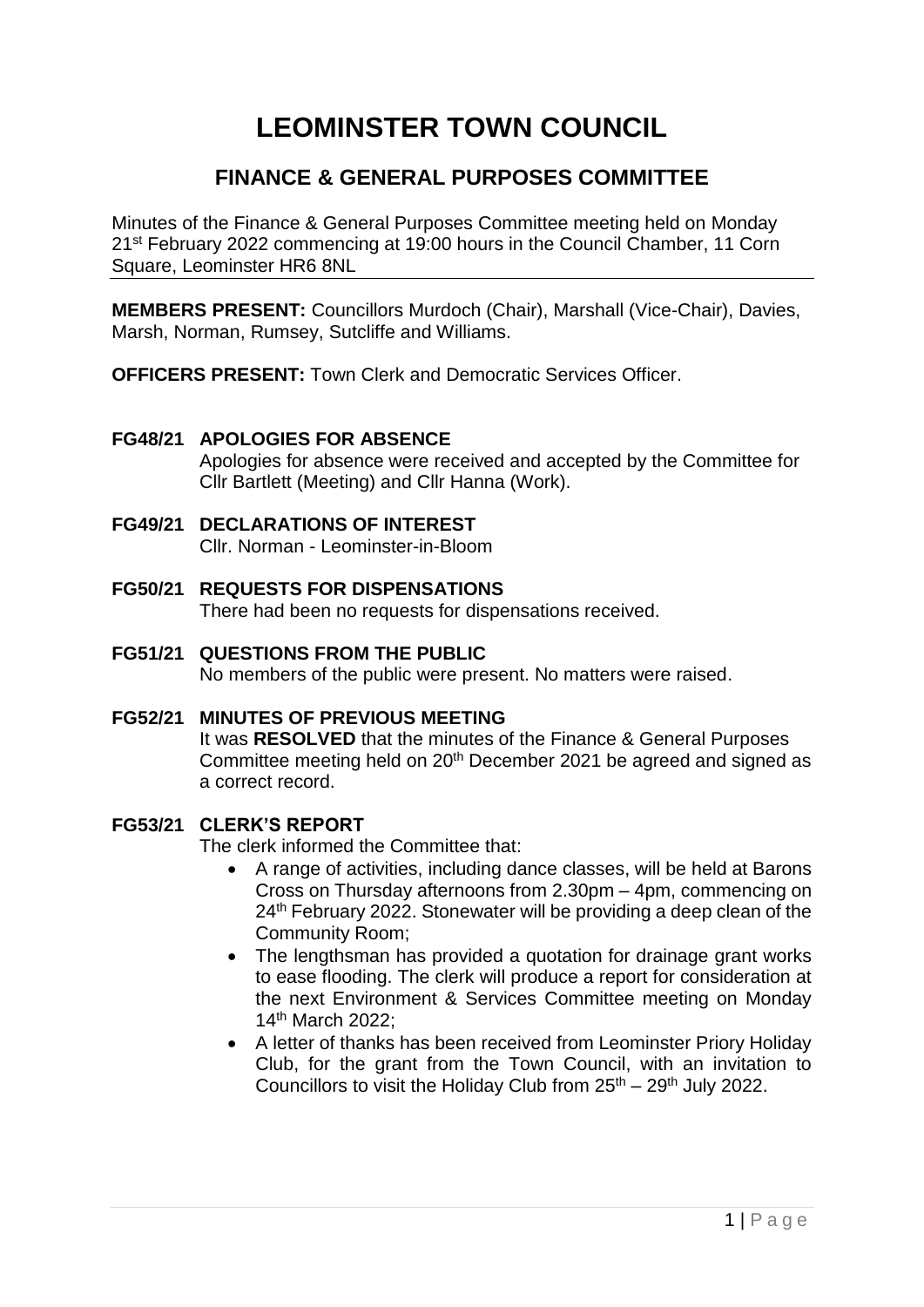# LEOMINSTER TOWN COUNCIL

## FINANCE & GENERAL PURPOSES COMMITTEE

Minutes of the Finance & General Purposes Committee meeting held on Monday 21st February 2022 commencing at 19:00 hours in the Council Chamber, 11 Corn Square, Leominster HR6 8NL

**MEMBERS PRESENT:** Councillors Murdoch (Chair), Marshall (Vice-Chair), Davies, Marsh, Norman, Rumsey, Sutcliffe and Williams.

**OFFICERS PRESENT:** Town Clerk and Democratic Services Officer.

**FG48/21 APOLOGIES FOR ABSENCE**

Apologies for absence were received and accepted by the Committee for Cllr Bartlett (Meeting) and Cllr Hanna (Work).

**FG49/21 DECLARATIONS OF INTEREST**

Cllr. Norman - Leominster-in-Bloom

**FG50/21 REQUESTS FOR DISPENSATIONS**

There had been no requests for dispensations received.

**FG51/21 QUESTIONS FROM THE PUBLIC**

No members of the public were present. No matters were raised.

**FG52/21 MINUTES OF PREVIOUS MEETING**

It was **RESOLVED** that the minutes of the Finance & General Purposes Committee meeting held on 20th December 2021 be agreed and signed as a correct record.

**FG53/21 CLERK'S REPORT**

The clerk informed the Committee that:

- A range of activities, including dance classes, will be held at Barons Cross on Thursday afternoons from 2.30pm – 4pm, commencing on 24th February 2022. Stonewater will be providing a deep clean of the Community Room;
- The lengthsman has provided a quotation for drainage grant works to ease flooding. The clerk will produce a report for consideration at the next Environment & Services Committee meeting on Monday 14th March 2022;
- A letter of thanks has been received from Leominster Priory Holiday Club, for the grant from the Town Council, with an invitation to Councillors to visit the Holiday Club from 25th – 29th July 2022.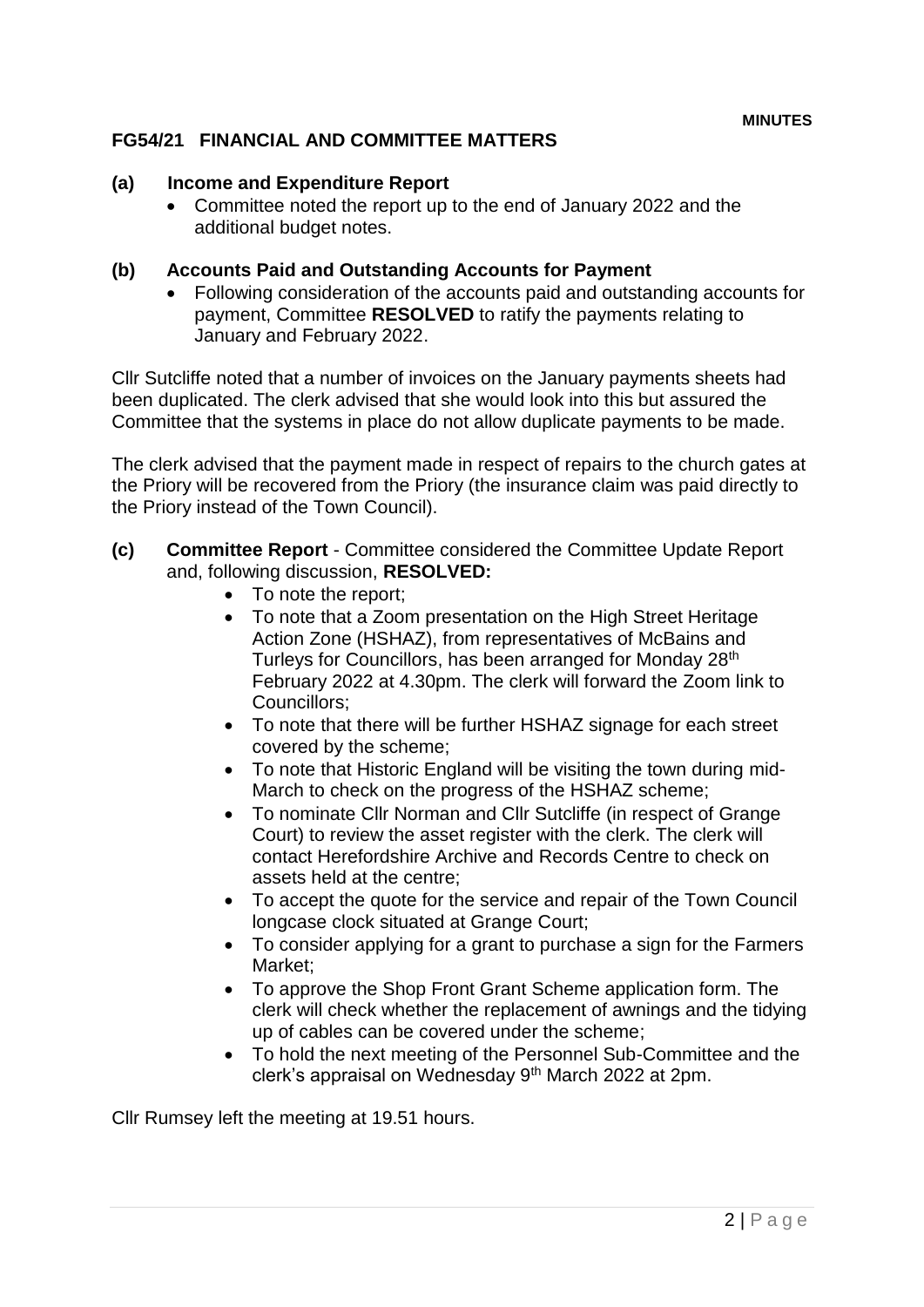**MINUTES**

## FG54/21 FINANCIAL AND COMMITTEE MATTERS

### (a) Income and Expenditure Report

- Committee noted the report up to the end of January 2022 and the additional budget notes.

### (b) Accounts Paid and Outstanding Accounts for Payment

- Following consideration of the accounts paid and outstanding accounts for payment, Committee **RESOLVED** to ratify the payments relating to January and February 2022.

Cllr Sutcliffe noted that a number of invoices on the January payments sheets had been duplicated. The clerk advised that she would look into this but assured the Committee that the systems in place do not allow duplicate payments to be made.

The clerk advised that the payment made in respect of repairs to the church gates at the Priory will be recovered from the Priory (the insurance claim was paid directly to the Priory instead of the Town Council).

**(c) Committee Report** - Committee considered the Committee Update Report and, following discussion, **RESOLVED:**

- To note the report;
- To note that a Zoom presentation on the High Street Heritage Action Zone (HSHAZ), from representatives of McBains and Turleys for Councillors, has been arranged for Monday 28th February 2022 at 4.30pm. The clerk will forward the Zoom link to Councillors;
- To note that there will be further HSHAZ signage for each street covered by the scheme;
- To note that Historic England will be visiting the town during mid-March to check on the progress of the HSHAZ scheme;
- To nominate Cllr Norman and Cllr Sutcliffe (in respect of Grange Court) to review the asset register with the clerk. The clerk will contact Herefordshire Archive and Records Centre to check on assets held at the centre;
- To accept the quote for the service and repair of the Town Council longcase clock situated at Grange Court;
- To consider applying for a grant to purchase a sign for the Farmers Market;
- To approve the Shop Front Grant Scheme application form. The clerk will check whether the replacement of awnings and the tidying up of cables can be covered under the scheme;
- To hold the next meeting of the Personnel Sub-Committee and the clerk's appraisal on Wednesday 9th March 2022 at 2pm.

Cllr Rumsey left the meeting at 19.51 hours.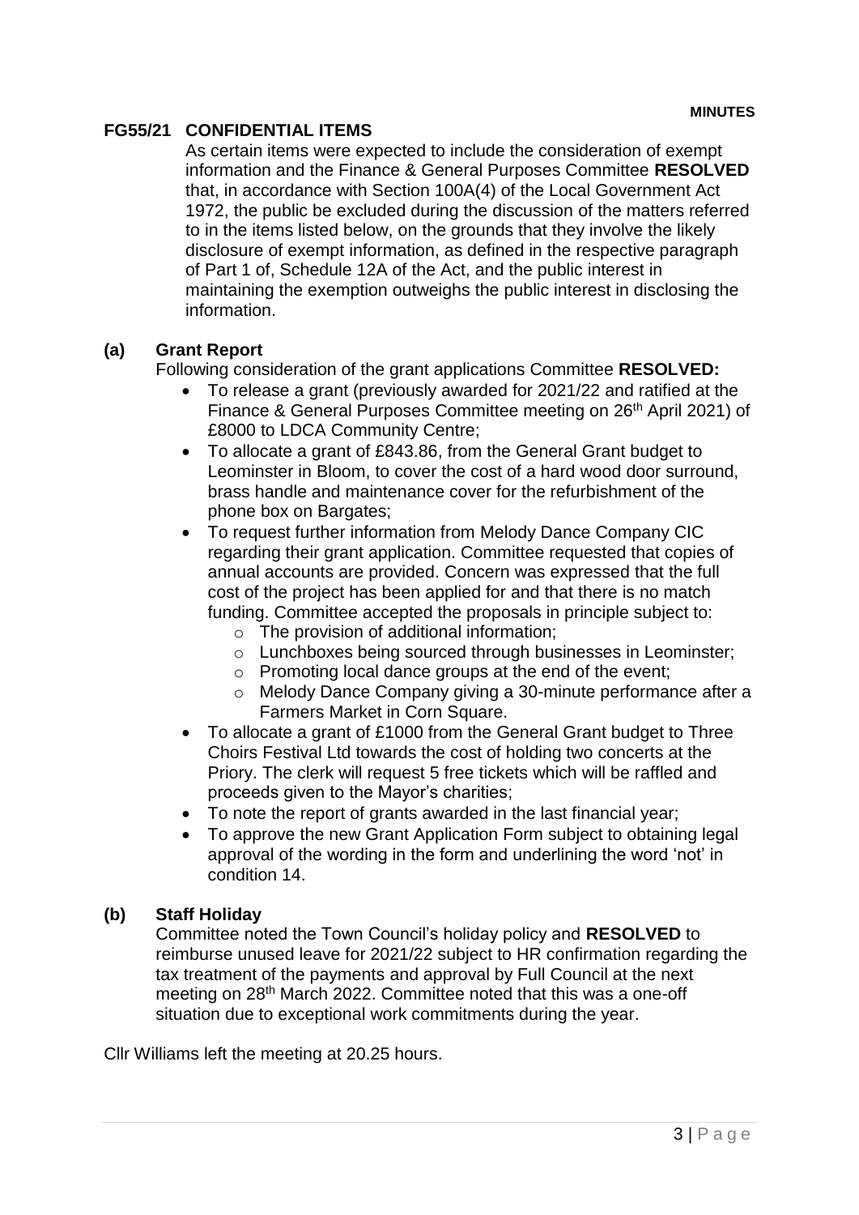**MINUTES**

## FG55/21 CONFIDENTIAL ITEMS

As certain items were expected to include the consideration of exempt information and the Finance & General Purposes Committee **RESOLVED** that, in accordance with Section 100A(4) of the Local Government Act 1972, the public be excluded during the discussion of the matters referred to in the items listed below, on the grounds that they involve the likely disclosure of exempt information, as defined in the respective paragraph of Part 1 of, Schedule 12A of the Act, and the public interest in maintaining the exemption outweighs the public interest in disclosing the information.

### (a) Grant Report

Following consideration of the grant applications Committee **RESOLVED:**

- To release a grant (previously awarded for 2021/22 and ratified at the Finance & General Purposes Committee meeting on 26th April 2021) of £8000 to LDCA Community Centre;
- To allocate a grant of £843.86, from the General Grant budget to Leominster in Bloom, to cover the cost of a hard wood door surround, brass handle and maintenance cover for the refurbishment of the phone box on Bargates;
- To request further information from Melody Dance Company CIC regarding their grant application. Committee requested that copies of annual accounts are provided. Concern was expressed that the full cost of the project has been applied for and that there is no match funding. Committee accepted the proposals in principle subject to:
  - The provision of additional information;
  - Lunchboxes being sourced through businesses in Leominster;
  - Promoting local dance groups at the end of the event;
  - Melody Dance Company giving a 30-minute performance after a Farmers Market in Corn Square.
- To allocate a grant of £1000 from the General Grant budget to Three Choirs Festival Ltd towards the cost of holding two concerts at the Priory. The clerk will request 5 free tickets which will be raffled and proceeds given to the Mayor's charities;
- To note the report of grants awarded in the last financial year;
- To approve the new Grant Application Form subject to obtaining legal approval of the wording in the form and underlining the word 'not' in condition 14.

### (b) Staff Holiday

Committee noted the Town Council's holiday policy and **RESOLVED** to reimburse unused leave for 2021/22 subject to HR confirmation regarding the tax treatment of the payments and approval by Full Council at the next meeting on 28th March 2022. Committee noted that this was a one-off situation due to exceptional work commitments during the year.

Cllr Williams left the meeting at 20.25 hours.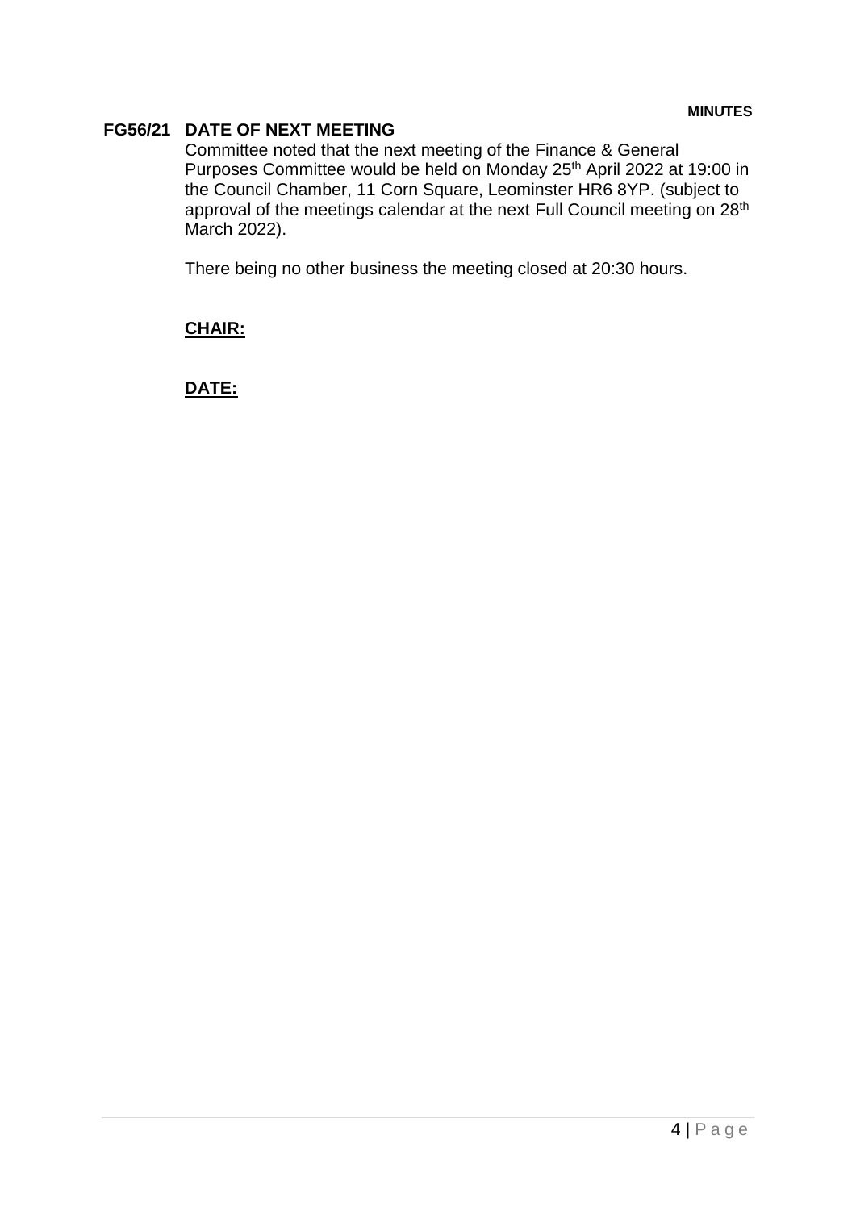**MINUTES**

## FG56/21 DATE OF NEXT MEETING

Committee noted that the next meeting of the Finance & General Purposes Committee would be held on Monday 25th April 2022 at 19:00 in the Council Chamber, 11 Corn Square, Leominster HR6 8YP. (subject to approval of the meetings calendar at the next Full Council meeting on 28th March 2022).

There being no other business the meeting closed at 20:30 hours.

**CHAIR:**

**DATE:**